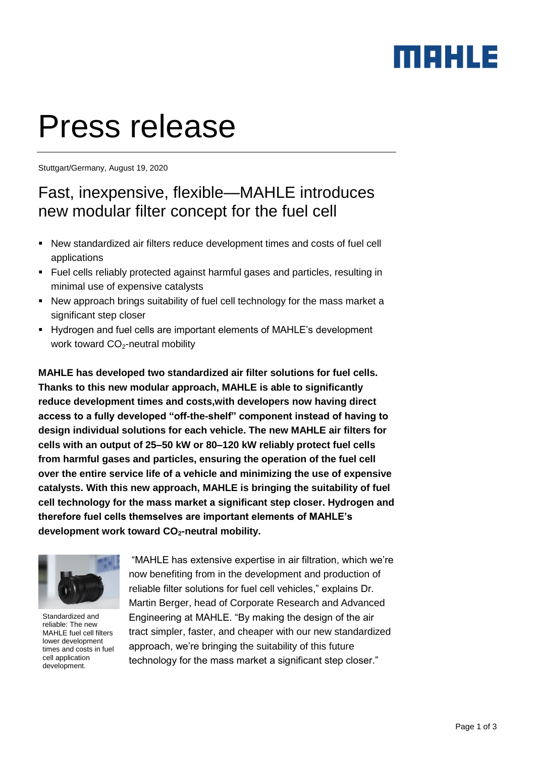# Press release

Stuttgart/Germany, August 19, 2020

## Fast, inexpensive, flexible—MAHLE introduces new modular filter concept for the fuel cell

- New standardized air filters reduce development times and costs of fuel cell applications
- Fuel cells reliably protected against harmful gases and particles, resulting in minimal use of expensive catalysts
- New approach brings suitability of fuel cell technology for the mass market a significant step closer
- Hydrogen and fuel cells are important elements of MAHLE's development work toward $CO_2$-neutral mobility

**MAHLE has developed two standardized air filter solutions for fuel cells. Thanks to this new modular approach, MAHLE is able to significantly reduce development times and costs,with developers now having direct access to a fully developed "off-the-shelf" component instead of having to design individual solutions for each vehicle. The new MAHLE air filters for cells with an output of 25–50 kW or 80–120 kW reliably protect fuel cells from harmful gases and particles, ensuring the operation of the fuel cell over the entire service life of a vehicle and minimizing the use of expensive catalysts. With this new approach, MAHLE is bringing the suitability of fuel cell technology for the mass market a significant step closer. Hydrogen and therefore fuel cells themselves are important elements of MAHLE's development work toward $CO_2$-neutral mobility.**

Standardized and reliable: The new MAHLE fuel cell filters lower development times and costs in fuel cell application development.

"MAHLE has extensive expertise in air filtration, which we're now benefiting from in the development and production of reliable filter solutions for fuel cell vehicles," explains Dr. Martin Berger, head of Corporate Research and Advanced Engineering at MAHLE. "By making the design of the air tract simpler, faster, and cheaper with our new standardized approach, we're bringing the suitability of this future technology for the mass market a significant step closer."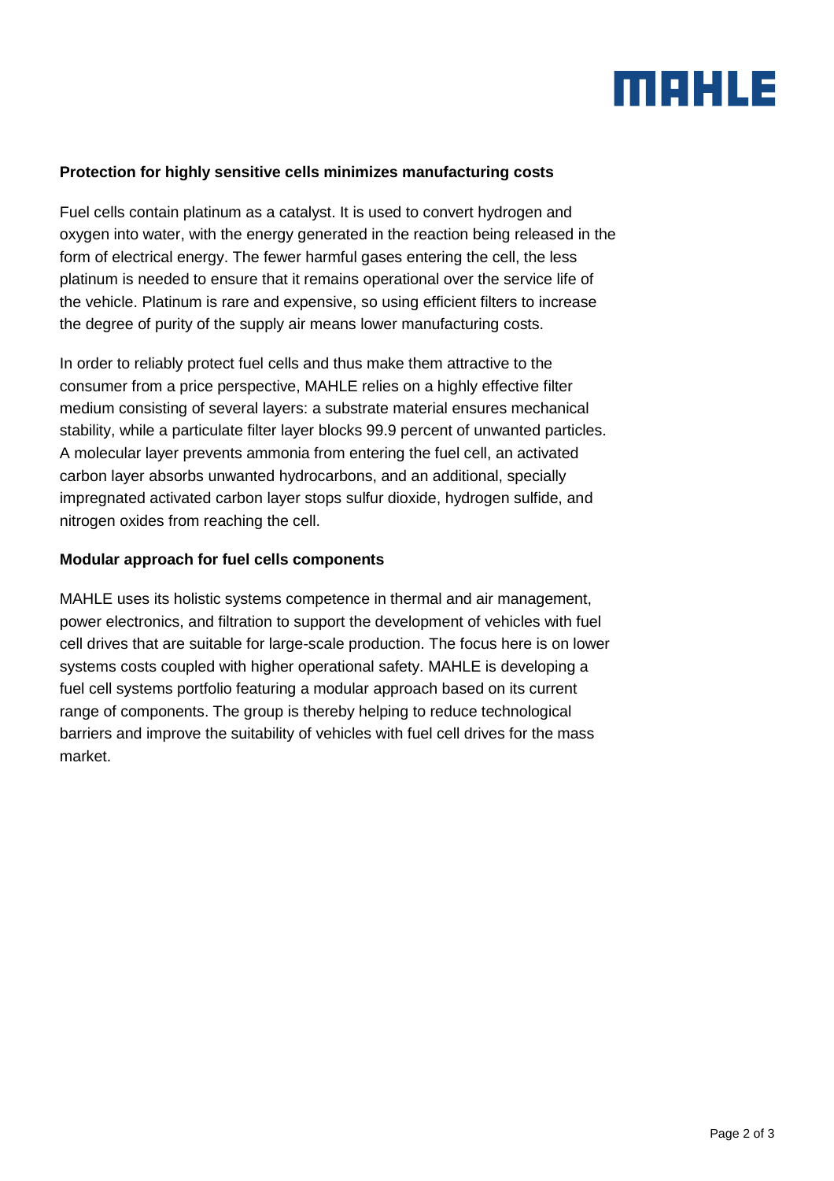**Protection for highly sensitive cells minimizes manufacturing costs**

Fuel cells contain platinum as a catalyst. It is used to convert hydrogen and oxygen into water, with the energy generated in the reaction being released in the form of electrical energy. The fewer harmful gases entering the cell, the less platinum is needed to ensure that it remains operational over the service life of the vehicle. Platinum is rare and expensive, so using efficient filters to increase the degree of purity of the supply air means lower manufacturing costs.

In order to reliably protect fuel cells and thus make them attractive to the consumer from a price perspective, MAHLE relies on a highly effective filter medium consisting of several layers: a substrate material ensures mechanical stability, while a particulate filter layer blocks 99.9 percent of unwanted particles. A molecular layer prevents ammonia from entering the fuel cell, an activated carbon layer absorbs unwanted hydrocarbons, and an additional, specially impregnated activated carbon layer stops sulfur dioxide, hydrogen sulfide, and nitrogen oxides from reaching the cell.

**Modular approach for fuel cells components**

MAHLE uses its holistic systems competence in thermal and air management, power electronics, and filtration to support the development of vehicles with fuel cell drives that are suitable for large-scale production. The focus here is on lower systems costs coupled with higher operational safety. MAHLE is developing a fuel cell systems portfolio featuring a modular approach based on its current range of components. The group is thereby helping to reduce technological barriers and improve the suitability of vehicles with fuel cell drives for the mass market.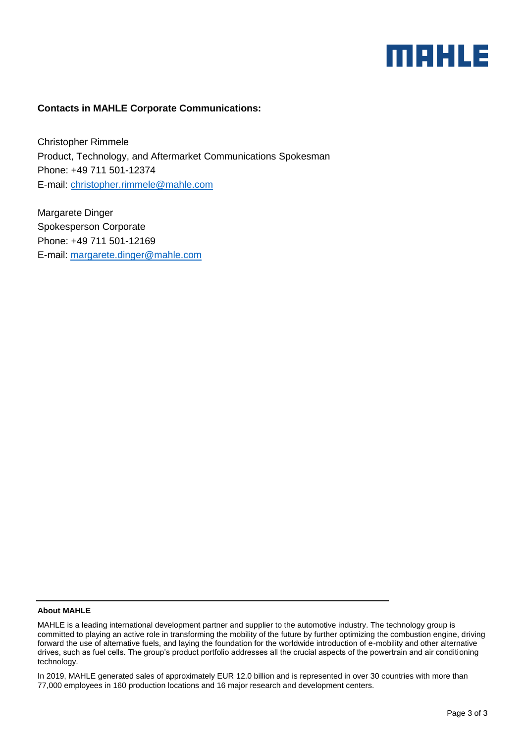**Contacts in MAHLE Corporate Communications:**

Christopher Rimmele
Product, Technology, and Aftermarket Communications Spokesman
Phone: +49 711 501-12374
E-mail: christopher.rimmele@mahle.com

Margarete Dinger
Spokesperson Corporate
Phone: +49 711 501-12169
E-mail: margarete.dinger@mahle.com

---

**About MAHLE**

MAHLE is a leading international development partner and supplier to the automotive industry. The technology group is committed to playing an active role in transforming the mobility of the future by further optimizing the combustion engine, driving forward the use of alternative fuels, and laying the foundation for the worldwide introduction of e-mobility and other alternative drives, such as fuel cells. The group's product portfolio addresses all the crucial aspects of the powertrain and air conditioning technology.

In 2019, MAHLE generated sales of approximately EUR 12.0 billion and is represented in over 30 countries with more than 77,000 employees in 160 production locations and 16 major research and development centers.